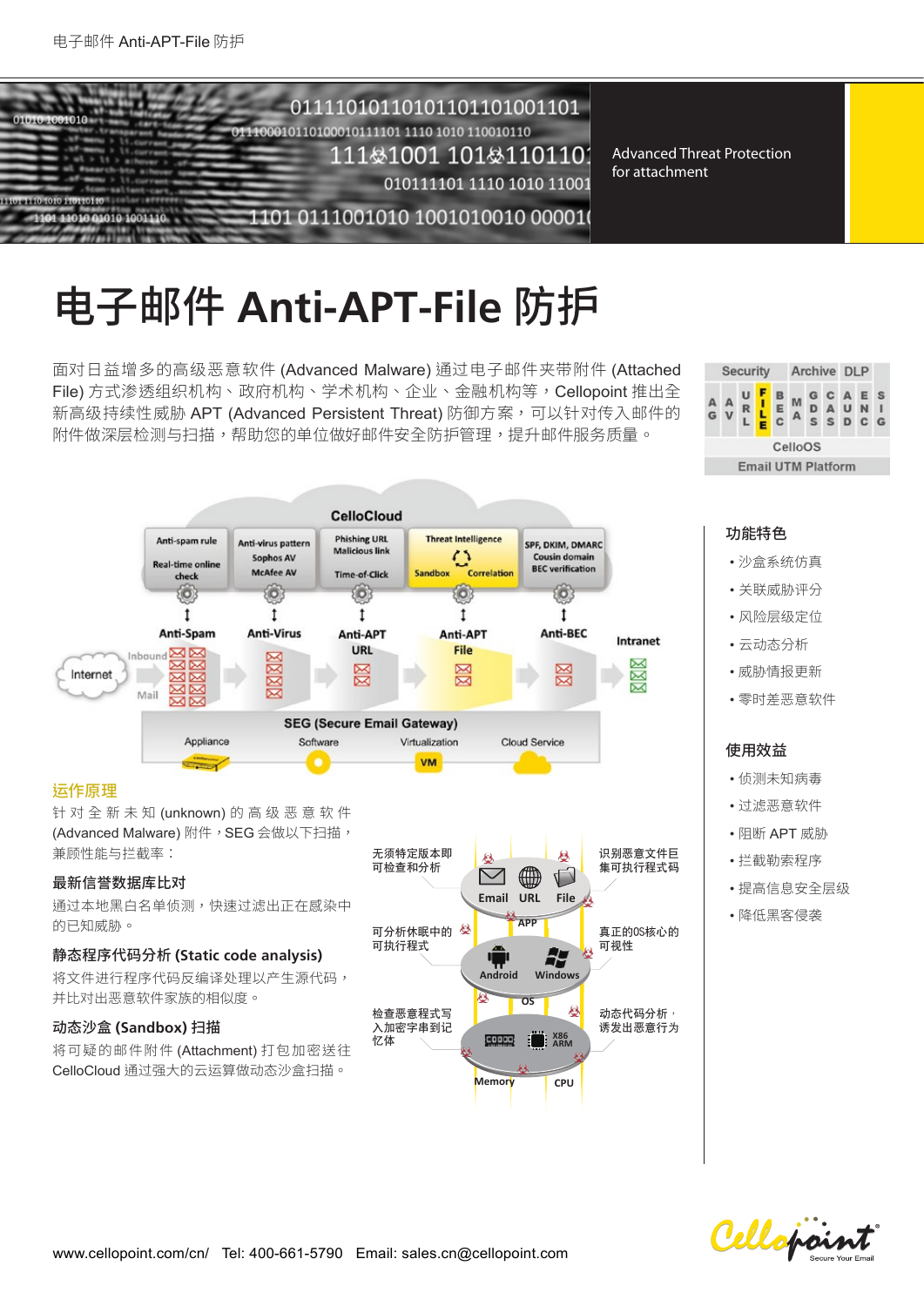Advanced Threat Protection for attachment

# 电子邮件 Anti-APT-File 防护

面对日益增多的高级恶意软件 (Advanced Malware) 通过电子邮件夹带附件 (Attached File) 方式渗透组织机构、政府机构、学术机构、企业、金融机构等，Cellopoint 推出全新高级持续性威胁 APT (Advanced Persistent Threat) 防御方案，可以针对传入邮件的附件做深层检测与扫描，帮助您的单位做好邮件安全防护管理，提升邮件服务质量。

## 运作原理

针对全新未知 (unknown) 的高级恶意软件 (Advanced Malware) 附件，SEG 会做以下扫描，兼顾性能与拦截率：

### 最新信誉数据库比对

通过本地黑白名单侦测，快速过滤出正在感染中的已知威胁。

### 静态程序代码分析 (Static code analysis)

将文件进行程序代码反编译处理以产生源代码，并比对出恶意软件家族的相似度。

### 动态沙盒 (Sandbox) 扫描

将可疑的邮件附件 (Attachment) 打包加密送往 CelloCloud 通过强大的云运算做动态沙盒扫描。

- 无须特定版本即可检查和分析
- 识别恶意文件巨集可执行程式码
- 可分析休眠中的可执行程式
- 真正的OS核心的可视性
- 检查恶意程式写入加密字串到记忆体
- 动态代码分析，诱发出恶意行为

## 功能特色

- 沙盒系统仿真
- 关联威胁评分
- 风险层级定位
- 云动态分析
- 威胁情报更新
- 零时差恶意软件

## 使用效益

- 侦测未知病毒
- 过滤恶意软件
- 阻断 APT 威胁
- 拦截勒索程序
- 提高信息安全层级
- 降低黑客侵袭

www.cellopoint.com/cn/ Tel: 400-661-5790 Email: sales.cn@cellopoint.com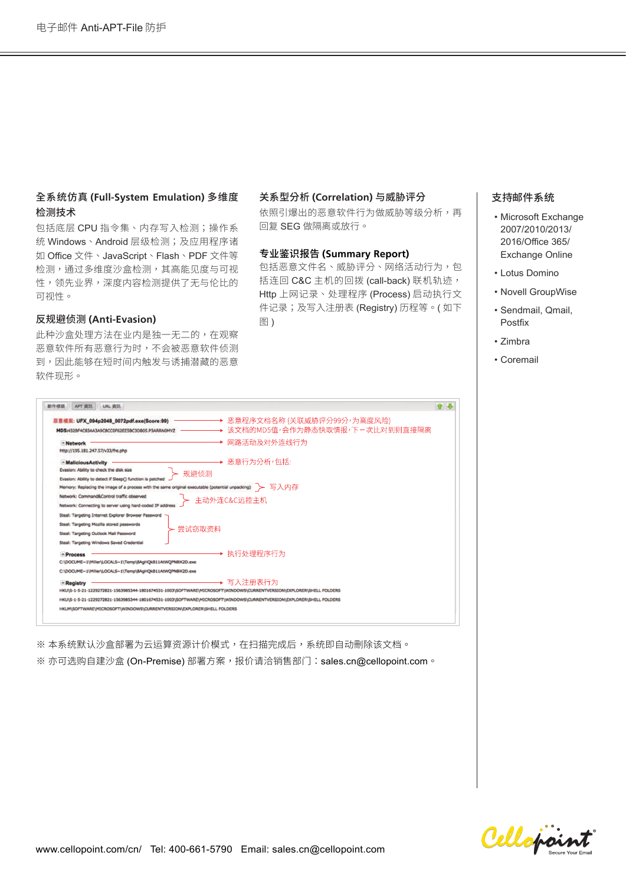### 全系统仿真 (Full-System Emulation) 多维度检测技术

包括底层 CPU 指令集、内存写入检测；操作系统 Windows、Android 层级检测；及应用程序诸如 Office 文件、JavaScript、Flash、PDF 文件等检测，通过多维度沙盒检测，其高能见度与可视性，领先业界，深度内容检测提供了无与伦比的可视性。

### 反规避侦测 (Anti-Evasion)

此种沙盒处理方法在业内是独一无二的，在观察恶意软件所有恶意行为时，不会被恶意软件侦测到，因此能够在短时间内触发与诱捕潜藏的恶意软件现形。

### 关系型分析 (Correlation) 与威胁评分

依照引爆出的恶意软件行为做威胁等级分析，再回复 SEG 做隔离或放行。

### 专业鉴识报告 (Summary Report)

包括恶意文件名、威胁评分、网络活动行为，包括连回 C&C 主机的回拨 (call-back) 联机轨迹，Http 上网记录、处理程序 (Process) 启动执行文件记录；及写入注册表 (Registry) 历程等。( 如下图 )

### 支持邮件系统

- Microsoft Exchange 2007/2010/2013/2016/Office 365/Exchange Online
- Lotus Domino
- Novell GroupWise
- Sendmail, Qmail, Postfix
- Zimbra
- Coremail

恶意档案: UFX_004p2048_0072pdf.exe(Score:99) → 恶意程序文档名称 (关联威胁评分99分，为高度风险)

MD5 → 该文档的MD5值，会作为静态快取情报，下一次比对到则直接隔离

Network → 网路活动及对外连线行为

MaliciousActivity → 恶意行为分析，包括:

Evasion: Ability to check the disk size / Evasion: Ability to detect if Sleep() function is patched → 规避侦测

Memory: Replacing the image of a process with the same original executable (potential unpacking) → 写入内存

Network: Command&Control traffic observed / Network: Connecting to server using hard-coded IP address → 主动外连C&C远控主机

Steal: Targeting Internet Explorer Browser Password / Steal: Targeting Mozilla stored passwords / Steal: Targeting Outlook Mail Password / Steal: Targeting Windows Saved Credential → 尝试窃取资料

Process → 执行处理程序行为

Registry → 写入注册表行为

※ 本系统默认沙盒部署为云运算资源计价模式，在扫描完成后，系统即自动删除该文档。

※ 亦可选购自建沙盒 (On-Premise) 部署方案，报价请洽销售部门：sales.cn@cellopoint.com。